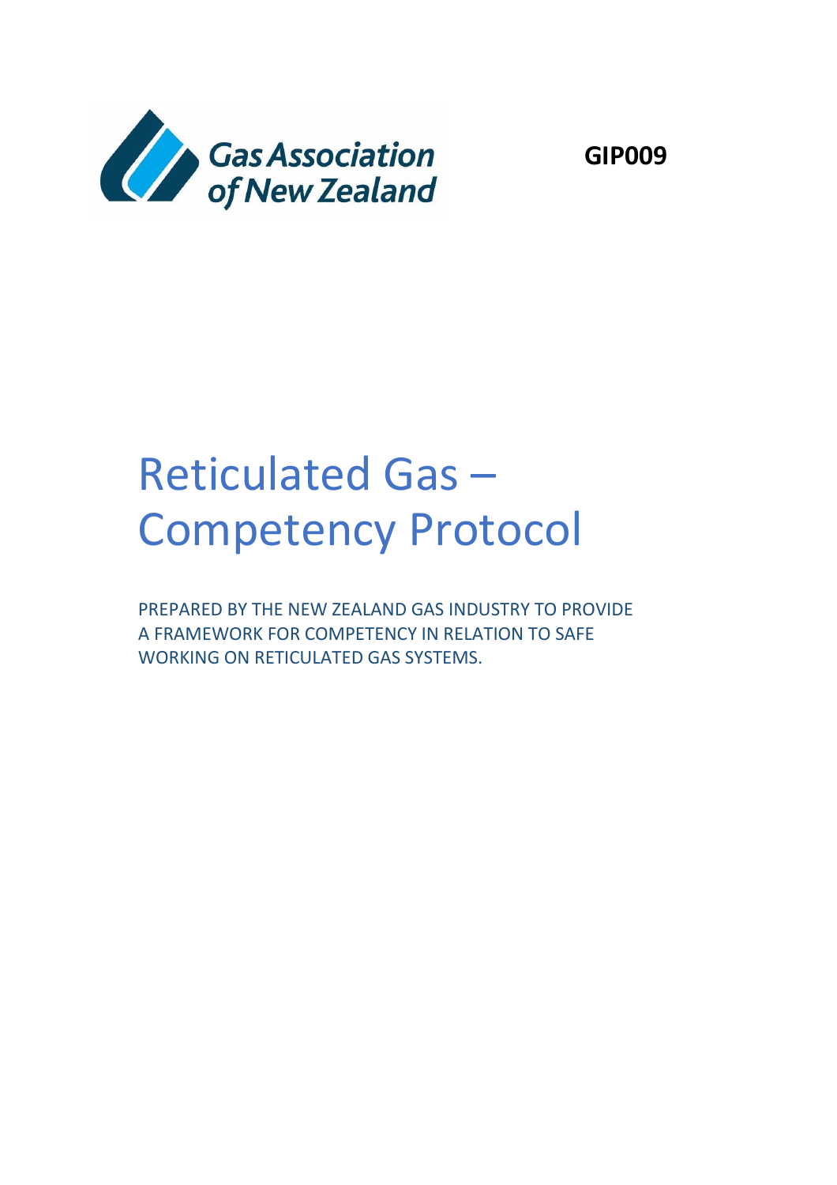Gas Association of New Zealand

**GIP009**

# Reticulated Gas – Competency Protocol

PREPARED BY THE NEW ZEALAND GAS INDUSTRY TO PROVIDE A FRAMEWORK FOR COMPETENCY IN RELATION TO SAFE WORKING ON RETICULATED GAS SYSTEMS.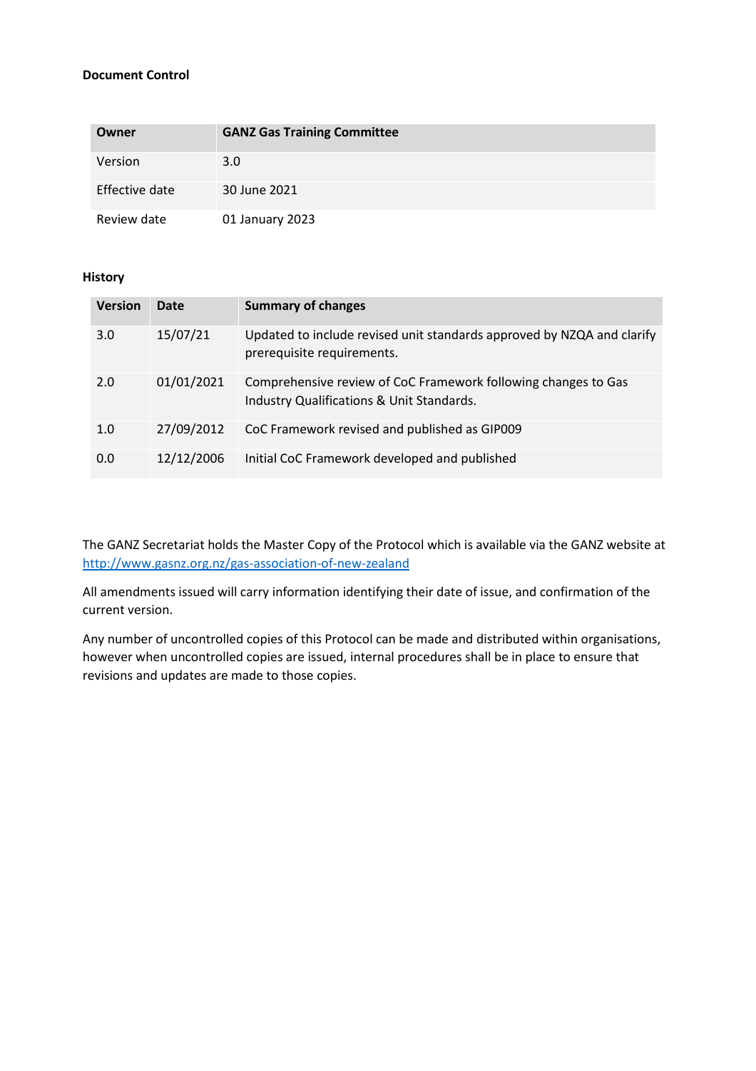**Document Control**

| Owner | GANZ Gas Training Committee |
|---|---|
| Version | 3.0 |
| Effective date | 30 June 2021 |
| Review date | 01 January 2023 |

**History**

| Version | Date | Summary of changes |
|---|---|---|
| 3.0 | 15/07/21 | Updated to include revised unit standards approved by NZQA and clarify prerequisite requirements. |
| 2.0 | 01/01/2021 | Comprehensive review of CoC Framework following changes to Gas Industry Qualifications & Unit Standards. |
| 1.0 | 27/09/2012 | CoC Framework revised and published as GIP009 |
| 0.0 | 12/12/2006 | Initial CoC Framework developed and published |

The GANZ Secretariat holds the Master Copy of the Protocol which is available via the GANZ website at http://www.gasnz.org.nz/gas-association-of-new-zealand

All amendments issued will carry information identifying their date of issue, and confirmation of the current version.

Any number of uncontrolled copies of this Protocol can be made and distributed within organisations, however when uncontrolled copies are issued, internal procedures shall be in place to ensure that revisions and updates are made to those copies.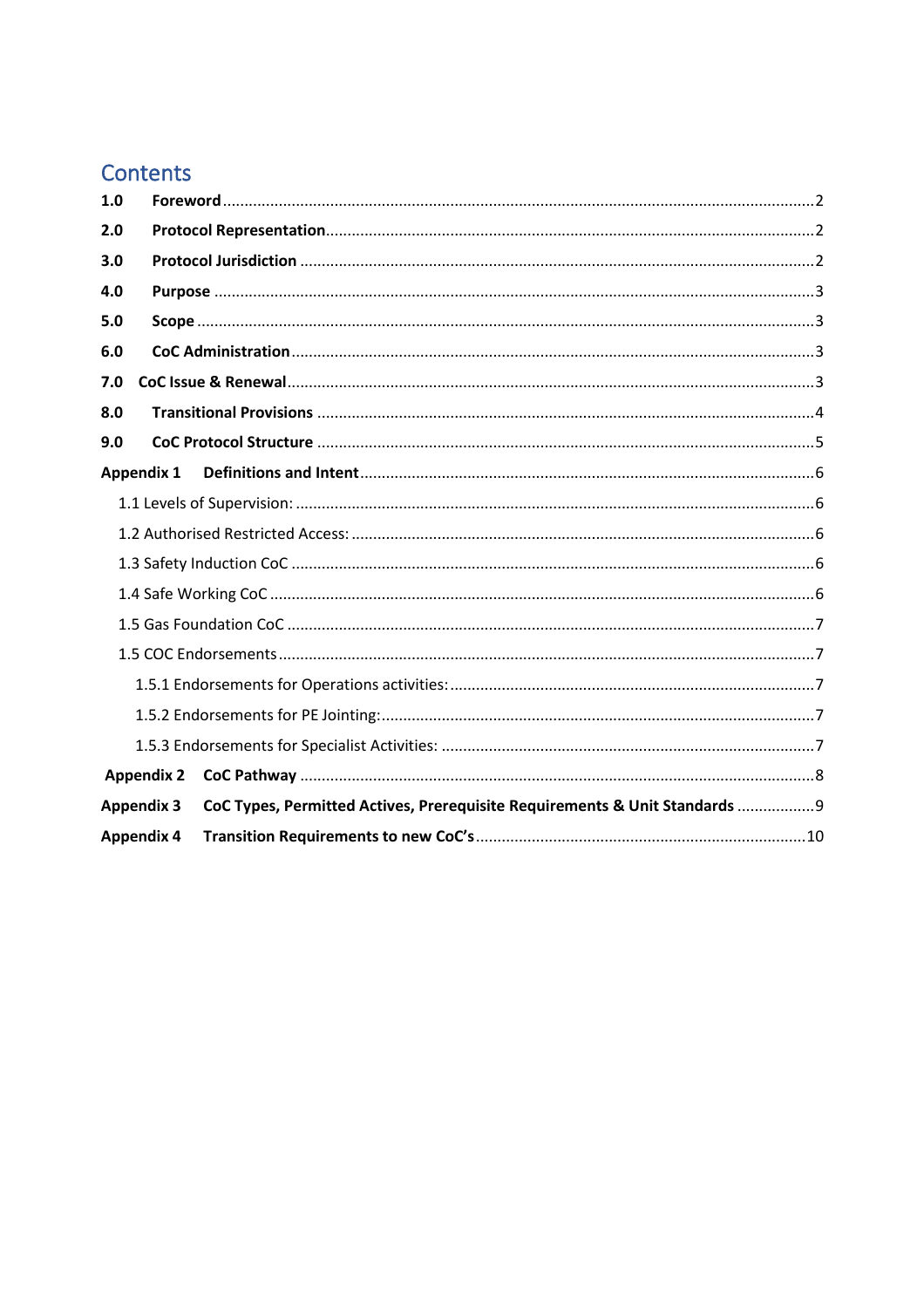# Contents

**1.0 Foreword** ... 2

**2.0 Protocol Representation** ... 2

**3.0 Protocol Jurisdiction** ... 2

**4.0 Purpose** ... 3

**5.0 Scope** ... 3

**6.0 CoC Administration** ... 3

**7.0 CoC Issue & Renewal** ... 3

**8.0 Transitional Provisions** ... 4

**9.0 CoC Protocol Structure** ... 5

**Appendix 1 Definitions and Intent** ... 6

- 1.1 Levels of Supervision: ... 6
- 1.2 Authorised Restricted Access: ... 6
- 1.3 Safety Induction CoC ... 6
- 1.4 Safe Working CoC ... 6
- 1.5 Gas Foundation CoC ... 7
- 1.5 COC Endorsements ... 7
  - 1.5.1 Endorsements for Operations activities: ... 7
  - 1.5.2 Endorsements for PE Jointing: ... 7
  - 1.5.3 Endorsements for Specialist Activities: ... 7

**Appendix 2 CoC Pathway** ... 8

**Appendix 3 CoC Types, Permitted Actives, Prerequisite Requirements & Unit Standards** ... 9

**Appendix 4 Transition Requirements to new CoC's** ... 10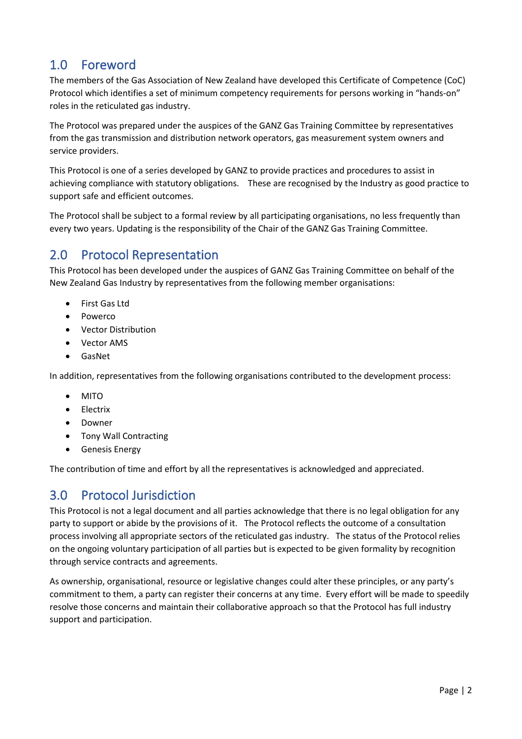## 1.0 Foreword

The members of the Gas Association of New Zealand have developed this Certificate of Competence (CoC) Protocol which identifies a set of minimum competency requirements for persons working in "hands-on" roles in the reticulated gas industry.

The Protocol was prepared under the auspices of the GANZ Gas Training Committee by representatives from the gas transmission and distribution network operators, gas measurement system owners and service providers.

This Protocol is one of a series developed by GANZ to provide practices and procedures to assist in achieving compliance with statutory obligations. These are recognised by the Industry as good practice to support safe and efficient outcomes.

The Protocol shall be subject to a formal review by all participating organisations, no less frequently than every two years. Updating is the responsibility of the Chair of the GANZ Gas Training Committee.

## 2.0 Protocol Representation

This Protocol has been developed under the auspices of GANZ Gas Training Committee on behalf of the New Zealand Gas Industry by representatives from the following member organisations:

- First Gas Ltd
- Powerco
- Vector Distribution
- Vector AMS
- GasNet

In addition, representatives from the following organisations contributed to the development process:

- MITO
- Electrix
- Downer
- Tony Wall Contracting
- Genesis Energy

The contribution of time and effort by all the representatives is acknowledged and appreciated.

## 3.0 Protocol Jurisdiction

This Protocol is not a legal document and all parties acknowledge that there is no legal obligation for any party to support or abide by the provisions of it. The Protocol reflects the outcome of a consultation process involving all appropriate sectors of the reticulated gas industry. The status of the Protocol relies on the ongoing voluntary participation of all parties but is expected to be given formality by recognition through service contracts and agreements.

As ownership, organisational, resource or legislative changes could alter these principles, or any party's commitment to them, a party can register their concerns at any time. Every effort will be made to speedily resolve those concerns and maintain their collaborative approach so that the Protocol has full industry support and participation.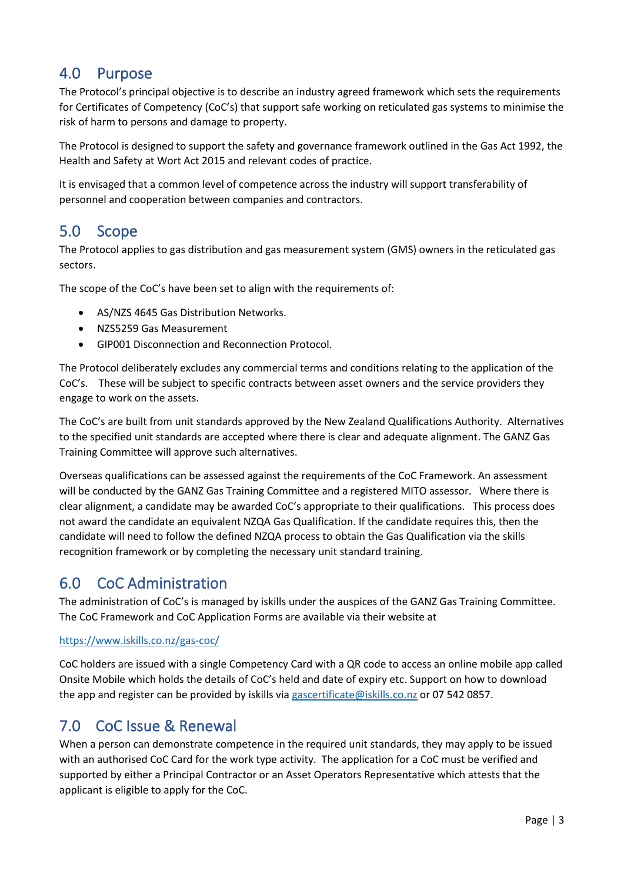## 4.0 Purpose

The Protocol's principal objective is to describe an industry agreed framework which sets the requirements for Certificates of Competency (CoC's) that support safe working on reticulated gas systems to minimise the risk of harm to persons and damage to property.

The Protocol is designed to support the safety and governance framework outlined in the Gas Act 1992, the Health and Safety at Wort Act 2015 and relevant codes of practice.

It is envisaged that a common level of competence across the industry will support transferability of personnel and cooperation between companies and contractors.

## 5.0 Scope

The Protocol applies to gas distribution and gas measurement system (GMS) owners in the reticulated gas sectors.

The scope of the CoC's have been set to align with the requirements of:

- AS/NZS 4645 Gas Distribution Networks.
- NZS5259 Gas Measurement
- GIP001 Disconnection and Reconnection Protocol.

The Protocol deliberately excludes any commercial terms and conditions relating to the application of the CoC's. These will be subject to specific contracts between asset owners and the service providers they engage to work on the assets.

The CoC's are built from unit standards approved by the New Zealand Qualifications Authority. Alternatives to the specified unit standards are accepted where there is clear and adequate alignment. The GANZ Gas Training Committee will approve such alternatives.

Overseas qualifications can be assessed against the requirements of the CoC Framework. An assessment will be conducted by the GANZ Gas Training Committee and a registered MITO assessor. Where there is clear alignment, a candidate may be awarded CoC's appropriate to their qualifications. This process does not award the candidate an equivalent NZQA Gas Qualification. If the candidate requires this, then the candidate will need to follow the defined NZQA process to obtain the Gas Qualification via the skills recognition framework or by completing the necessary unit standard training.

## 6.0 CoC Administration

The administration of CoC's is managed by iskills under the auspices of the GANZ Gas Training Committee. The CoC Framework and CoC Application Forms are available via their website at

https://www.iskills.co.nz/gas-coc/

CoC holders are issued with a single Competency Card with a QR code to access an online mobile app called Onsite Mobile which holds the details of CoC's held and date of expiry etc. Support on how to download the app and register can be provided by iskills via gascertificate@iskills.co.nz or 07 542 0857.

## 7.0 CoC Issue & Renewal

When a person can demonstrate competence in the required unit standards, they may apply to be issued with an authorised CoC Card for the work type activity. The application for a CoC must be verified and supported by either a Principal Contractor or an Asset Operators Representative which attests that the applicant is eligible to apply for the CoC.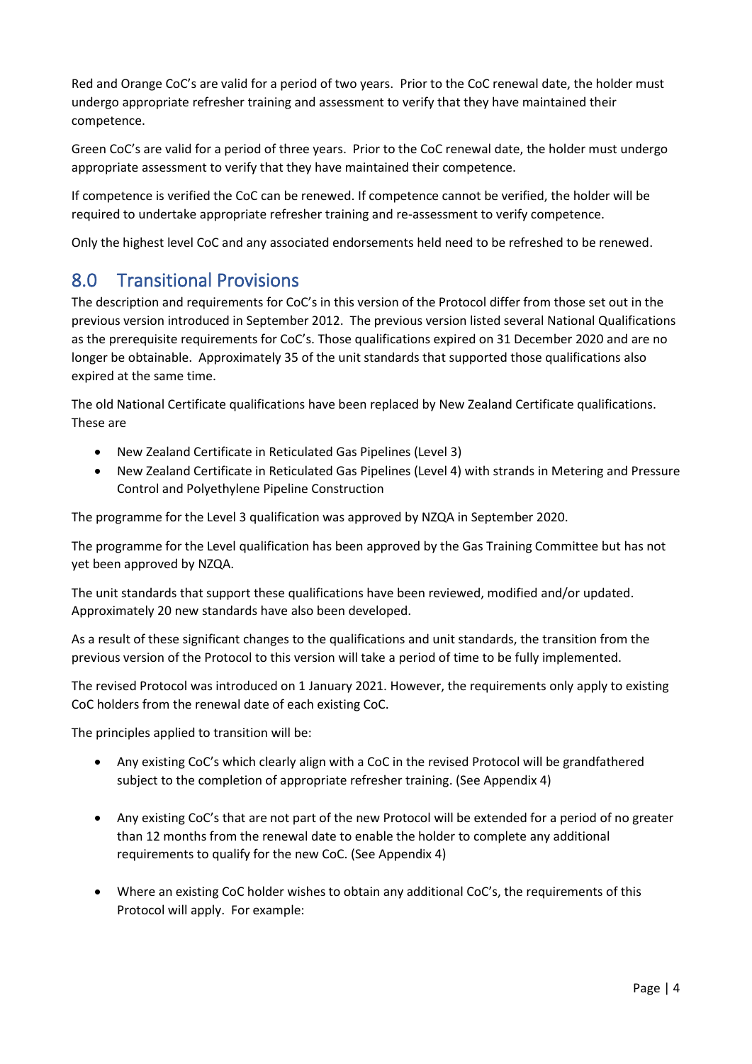Red and Orange CoC's are valid for a period of two years. Prior to the CoC renewal date, the holder must undergo appropriate refresher training and assessment to verify that they have maintained their competence.

Green CoC's are valid for a period of three years. Prior to the CoC renewal date, the holder must undergo appropriate assessment to verify that they have maintained their competence.

If competence is verified the CoC can be renewed. If competence cannot be verified, the holder will be required to undertake appropriate refresher training and re-assessment to verify competence.

Only the highest level CoC and any associated endorsements held need to be refreshed to be renewed.

## 8.0 Transitional Provisions

The description and requirements for CoC's in this version of the Protocol differ from those set out in the previous version introduced in September 2012. The previous version listed several National Qualifications as the prerequisite requirements for CoC's. Those qualifications expired on 31 December 2020 and are no longer be obtainable. Approximately 35 of the unit standards that supported those qualifications also expired at the same time.

The old National Certificate qualifications have been replaced by New Zealand Certificate qualifications. These are

- New Zealand Certificate in Reticulated Gas Pipelines (Level 3)
- New Zealand Certificate in Reticulated Gas Pipelines (Level 4) with strands in Metering and Pressure Control and Polyethylene Pipeline Construction

The programme for the Level 3 qualification was approved by NZQA in September 2020.

The programme for the Level qualification has been approved by the Gas Training Committee but has not yet been approved by NZQA.

The unit standards that support these qualifications have been reviewed, modified and/or updated. Approximately 20 new standards have also been developed.

As a result of these significant changes to the qualifications and unit standards, the transition from the previous version of the Protocol to this version will take a period of time to be fully implemented.

The revised Protocol was introduced on 1 January 2021. However, the requirements only apply to existing CoC holders from the renewal date of each existing CoC.

The principles applied to transition will be:

- Any existing CoC's which clearly align with a CoC in the revised Protocol will be grandfathered subject to the completion of appropriate refresher training. (See Appendix 4)

- Any existing CoC's that are not part of the new Protocol will be extended for a period of no greater than 12 months from the renewal date to enable the holder to complete any additional requirements to qualify for the new CoC. (See Appendix 4)

- Where an existing CoC holder wishes to obtain any additional CoC's, the requirements of this Protocol will apply. For example: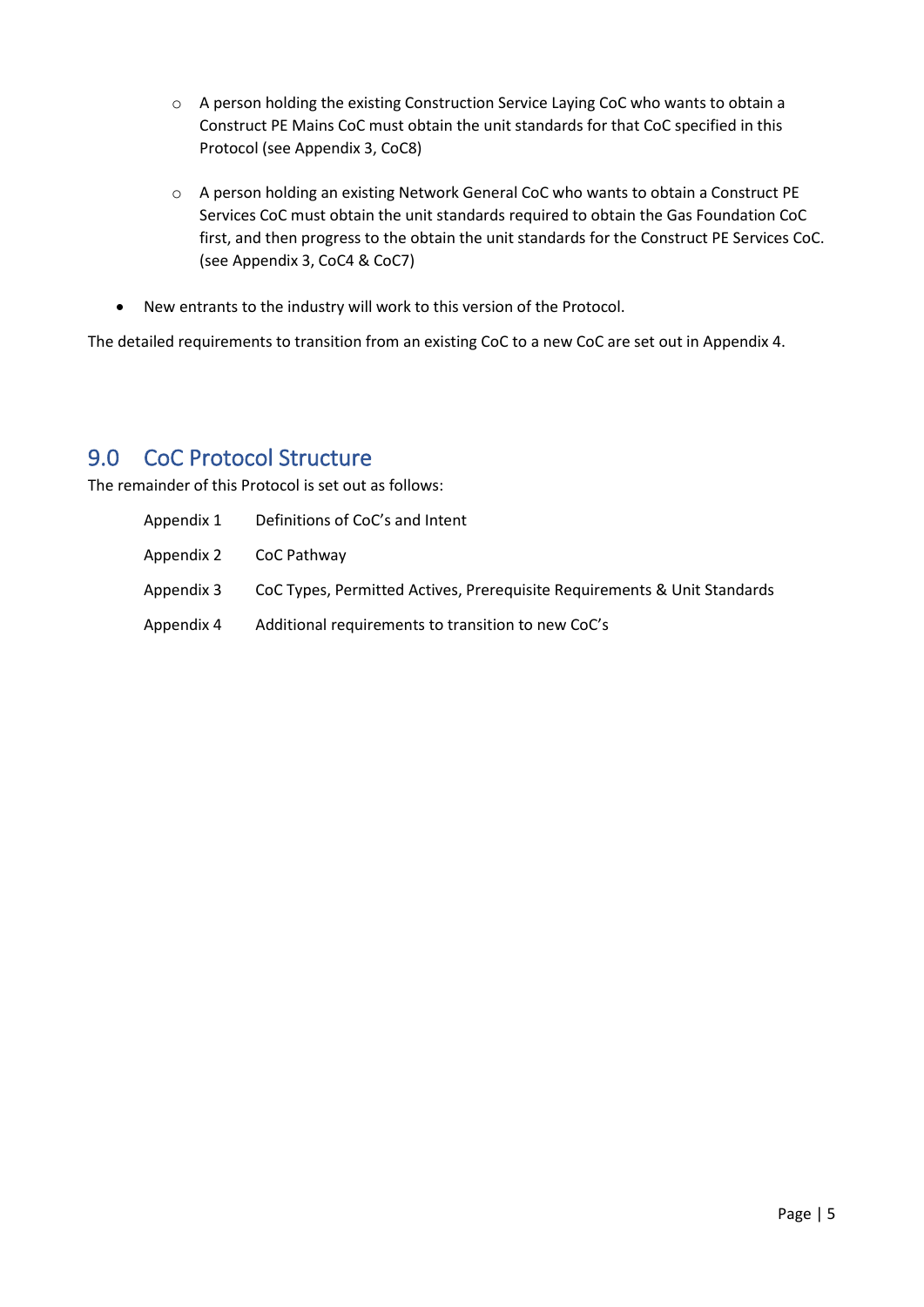- A person holding the existing Construction Service Laying CoC who wants to obtain a Construct PE Mains CoC must obtain the unit standards for that CoC specified in this Protocol (see Appendix 3, CoC8)
  - A person holding an existing Network General CoC who wants to obtain a Construct PE Services CoC must obtain the unit standards required to obtain the Gas Foundation CoC first, and then progress to the obtain the unit standards for the Construct PE Services CoC. (see Appendix 3, CoC4 & CoC7)
- New entrants to the industry will work to this version of the Protocol.

The detailed requirements to transition from an existing CoC to a new CoC are set out in Appendix 4.

## 9.0 CoC Protocol Structure

The remainder of this Protocol is set out as follows:

| | |
|---|---|
| Appendix 1 | Definitions of CoC's and Intent |
| Appendix 2 | CoC Pathway |
| Appendix 3 | CoC Types, Permitted Actives, Prerequisite Requirements & Unit Standards |
| Appendix 4 | Additional requirements to transition to new CoC's |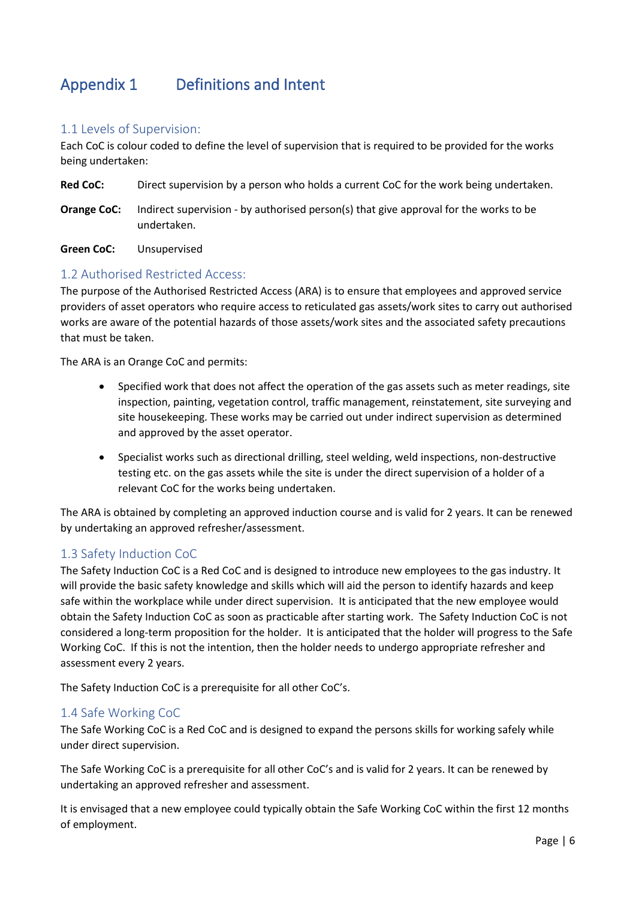# Appendix 1 Definitions and Intent

## 1.1 Levels of Supervision:

Each CoC is colour coded to define the level of supervision that is required to be provided for the works being undertaken:

**Red CoC:** Direct supervision by a person who holds a current CoC for the work being undertaken.

**Orange CoC:** Indirect supervision - by authorised person(s) that give approval for the works to be undertaken.

**Green CoC:** Unsupervised

## 1.2 Authorised Restricted Access:

The purpose of the Authorised Restricted Access (ARA) is to ensure that employees and approved service providers of asset operators who require access to reticulated gas assets/work sites to carry out authorised works are aware of the potential hazards of those assets/work sites and the associated safety precautions that must be taken.

The ARA is an Orange CoC and permits:

- Specified work that does not affect the operation of the gas assets such as meter readings, site inspection, painting, vegetation control, traffic management, reinstatement, site surveying and site housekeeping. These works may be carried out under indirect supervision as determined and approved by the asset operator.
- Specialist works such as directional drilling, steel welding, weld inspections, non-destructive testing etc. on the gas assets while the site is under the direct supervision of a holder of a relevant CoC for the works being undertaken.

The ARA is obtained by completing an approved induction course and is valid for 2 years. It can be renewed by undertaking an approved refresher/assessment.

## 1.3 Safety Induction CoC

The Safety Induction CoC is a Red CoC and is designed to introduce new employees to the gas industry. It will provide the basic safety knowledge and skills which will aid the person to identify hazards and keep safe within the workplace while under direct supervision. It is anticipated that the new employee would obtain the Safety Induction CoC as soon as practicable after starting work. The Safety Induction CoC is not considered a long-term proposition for the holder. It is anticipated that the holder will progress to the Safe Working CoC. If this is not the intention, then the holder needs to undergo appropriate refresher and assessment every 2 years.

The Safety Induction CoC is a prerequisite for all other CoC's.

## 1.4 Safe Working CoC

The Safe Working CoC is a Red CoC and is designed to expand the persons skills for working safely while under direct supervision.

The Safe Working CoC is a prerequisite for all other CoC's and is valid for 2 years. It can be renewed by undertaking an approved refresher and assessment.

It is envisaged that a new employee could typically obtain the Safe Working CoC within the first 12 months of employment.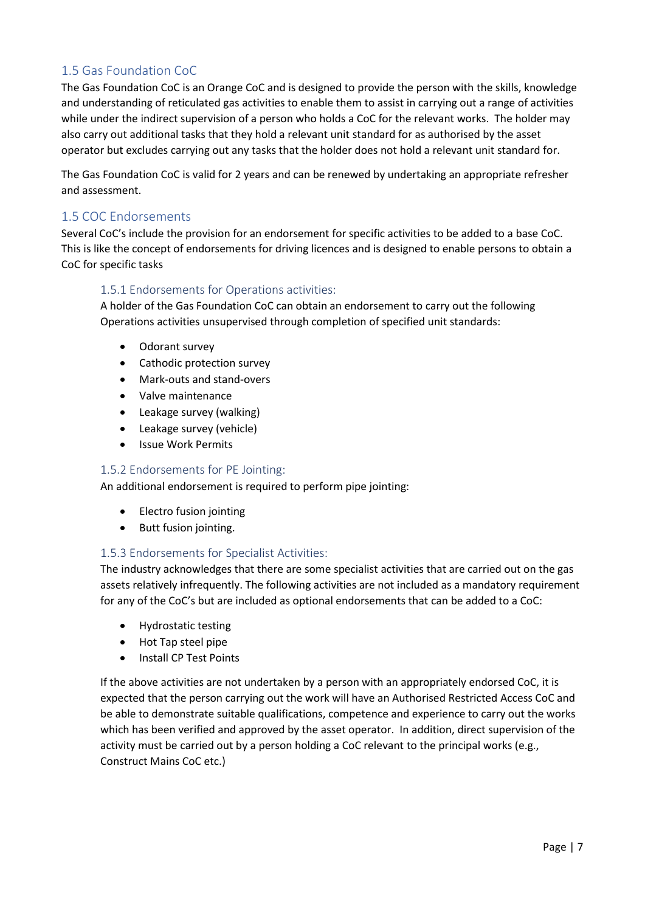## 1.5 Gas Foundation CoC

The Gas Foundation CoC is an Orange CoC and is designed to provide the person with the skills, knowledge and understanding of reticulated gas activities to enable them to assist in carrying out a range of activities while under the indirect supervision of a person who holds a CoC for the relevant works. The holder may also carry out additional tasks that they hold a relevant unit standard for as authorised by the asset operator but excludes carrying out any tasks that the holder does not hold a relevant unit standard for.

The Gas Foundation CoC is valid for 2 years and can be renewed by undertaking an appropriate refresher and assessment.

## 1.5 COC Endorsements

Several CoC's include the provision for an endorsement for specific activities to be added to a base CoC. This is like the concept of endorsements for driving licences and is designed to enable persons to obtain a CoC for specific tasks

### 1.5.1 Endorsements for Operations activities:

A holder of the Gas Foundation CoC can obtain an endorsement to carry out the following Operations activities unsupervised through completion of specified unit standards:

- Odorant survey
- Cathodic protection survey
- Mark-outs and stand-overs
- Valve maintenance
- Leakage survey (walking)
- Leakage survey (vehicle)
- Issue Work Permits

### 1.5.2 Endorsements for PE Jointing:

An additional endorsement is required to perform pipe jointing:

- Electro fusion jointing
- Butt fusion jointing.

### 1.5.3 Endorsements for Specialist Activities:

The industry acknowledges that there are some specialist activities that are carried out on the gas assets relatively infrequently. The following activities are not included as a mandatory requirement for any of the CoC's but are included as optional endorsements that can be added to a CoC:

- Hydrostatic testing
- Hot Tap steel pipe
- Install CP Test Points

If the above activities are not undertaken by a person with an appropriately endorsed CoC, it is expected that the person carrying out the work will have an Authorised Restricted Access CoC and be able to demonstrate suitable qualifications, competence and experience to carry out the works which has been verified and approved by the asset operator. In addition, direct supervision of the activity must be carried out by a person holding a CoC relevant to the principal works (e.g., Construct Mains CoC etc.)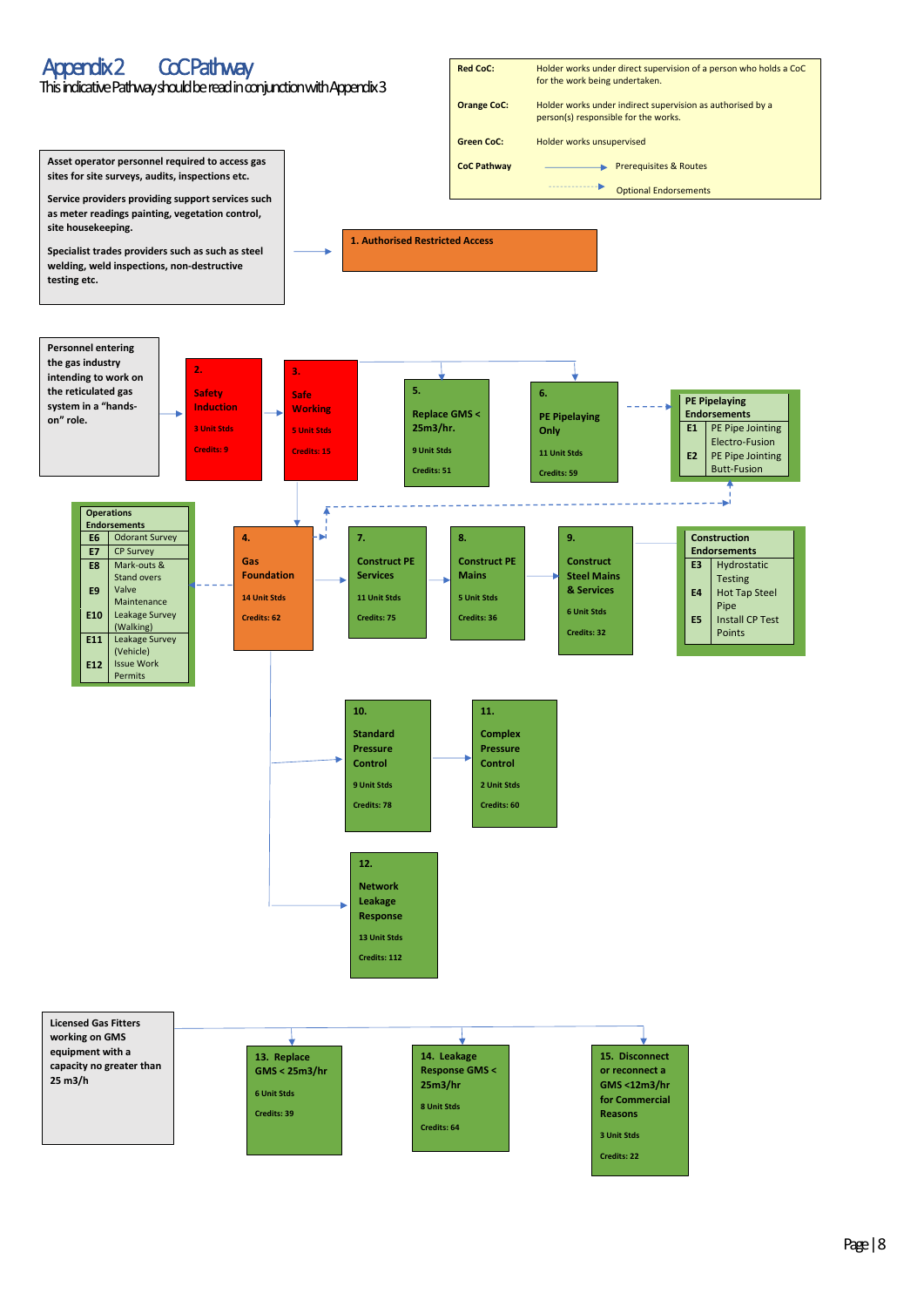# Appendix 2 CoC Pathway

This indicative Pathway should be read in conjunction with Appendix 3

| | |
|---|---|
| **Red CoC:** | Holder works under direct supervision of a person who holds a CoC for the work being undertaken. |
| **Orange CoC:** | Holder works under indirect supervision as authorised by a person(s) responsible for the works. |
| **Green CoC:** | Holder works unsupervised |
| **CoC Pathway** | → Prerequisites & Routes |
| | ⇢ Optional Endorsements |

**Asset operator personnel required to access gas sites for site surveys, audits, inspections etc.**

**Service providers providing support services such as meter readings painting, vegetation control, site housekeeping.**

**Specialist trades providers such as such as steel welding, weld inspections, non-destructive testing etc.**

→ **1. Authorised Restricted Access**

**Personnel entering the gas industry intending to work on the reticulated gas system in a "hands-on" role.**

→ **2. Safety Induction** — 3 Unit Stds — Credits: 9

→ **3. Safe Working** — 5 Unit Stds — Credits: 15

→ **5. Replace GMS < 25m3/hr.** — 9 Unit Stds — Credits: 51

→ **6. PE Pipelaying Only** — 11 Unit Stds — Credits: 59

| PE Pipelaying Endorsements | |
|---|---|
| E1 | PE Pipe Jointing Electro-Fusion |
| E2 | PE Pipe Jointing Butt-Fusion |

**4. Gas Foundation** — 14 Unit Stds — Credits: 62

→ **7. Construct PE Services** — 11 Unit Stds — Credits: 75

→ **8. Construct PE Mains** — 5 Unit Stds — Credits: 36

→ **9. Construct Steel Mains & Services** — 6 Unit Stds — Credits: 32

| Construction Endorsements | |
|---|---|
| E3 | Hydrostatic Testing |
| E4 | Hot Tap Steel Pipe |
| E5 | Install CP Test Points |

| Operations Endorsements | |
|---|---|
| E6 | Odorant Survey |
| E7 | CP Survey |
| E8 | Mark-outs & Stand overs |
| E9 | Valve Maintenance |
| E10 | Leakage Survey (Walking) |
| E11 | Leakage Survey (Vehicle) |
| E12 | Issue Work Permits |

→ **10. Standard Pressure Control** — 9 Unit Stds — Credits: 78

→ **11. Complex Pressure Control** — 2 Unit Stds — Credits: 60

→ **12. Network Leakage Response** — 13 Unit Stds — Credits: 112

**Licensed Gas Fitters working on GMS equipment with a capacity no greater than 25 m3/h**

→ **13. Replace GMS < 25m3/hr** — 6 Unit Stds — Credits: 39

→ **14. Leakage Response GMS < 25m3/hr** — 8 Unit Stds — Credits: 64

→ **15. Disconnect or reconnect a GMS <12m3/hr for Commercial Reasons** — 3 Unit Stds — Credits: 22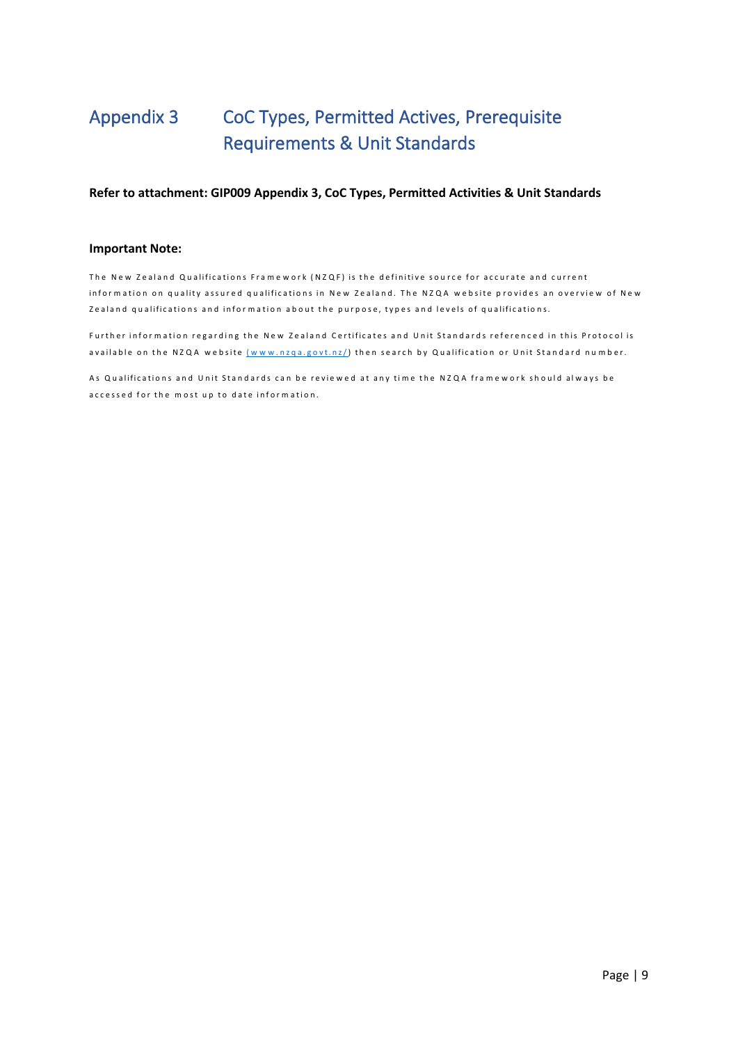# Appendix 3 CoC Types, Permitted Actives, Prerequisite Requirements & Unit Standards

**Refer to attachment: GIP009 Appendix 3, CoC Types, Permitted Activities & Unit Standards**

**Important Note:**

The New Zealand Qualifications Framework (NZQF) is the definitive source for accurate and current information on quality assured qualifications in New Zealand. The NZQA website provides an overview of New Zealand qualifications and information about the purpose, types and levels of qualifications.

Further information regarding the New Zealand Certificates and Unit Standards referenced in this Protocol is available on the NZQA website [(www.nzqa.govt.nz/)](www.nzqa.govt.nz/) then search by Qualification or Unit Standard number.

As Qualifications and Unit Standards can be reviewed at any time the NZQA framework should always be accessed for the most up to date information.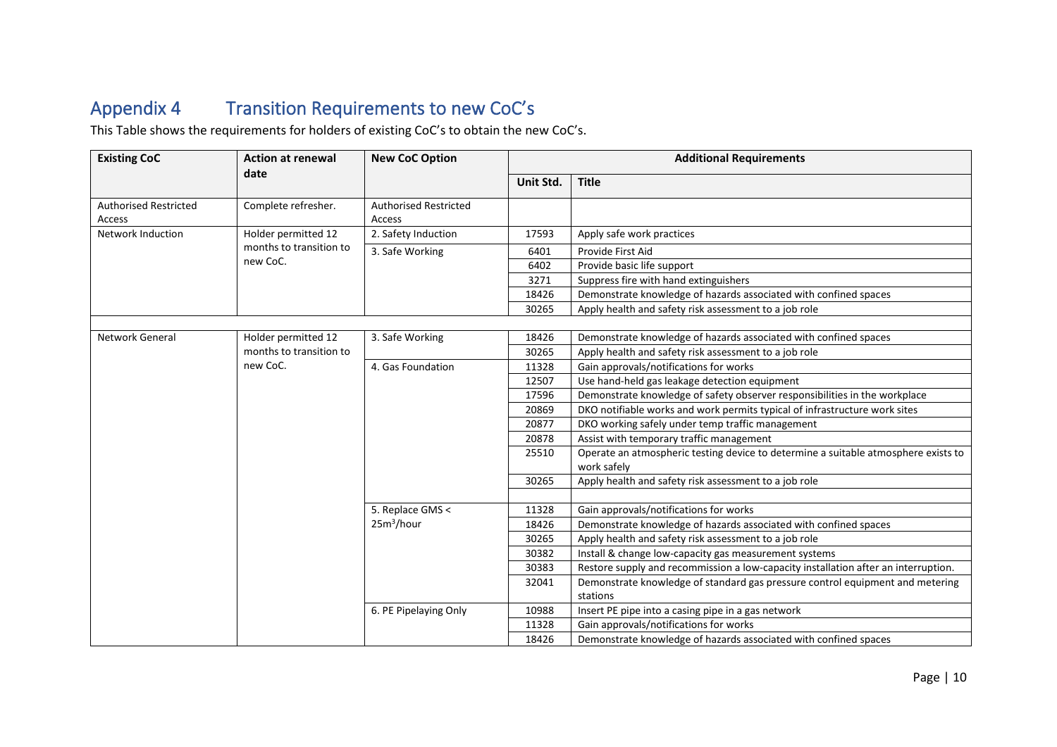## Appendix 4 Transition Requirements to new CoC's

This Table shows the requirements for holders of existing CoC's to obtain the new CoC's.

| Existing CoC | Action at renewal date | New CoC Option | Additional Requirements | |
|---|---|---|---|---|
| | | | Unit Std. | Title |
| Authorised Restricted Access | Complete refresher. | Authorised Restricted Access | | |
| Network Induction | Holder permitted 12 months to transition to new CoC. | 2. Safety Induction | 17593 | Apply safe work practices |
| | | 3. Safe Working | 6401 | Provide First Aid |
| | | | 6402 | Provide basic life support |
| | | | 3271 | Suppress fire with hand extinguishers |
| | | | 18426 | Demonstrate knowledge of hazards associated with confined spaces |
| | | | 30265 | Apply health and safety risk assessment to a job role |
| | | | | |
| Network General | Holder permitted 12 months to transition to new CoC. | 3. Safe Working | 18426 | Demonstrate knowledge of hazards associated with confined spaces |
| | | | 30265 | Apply health and safety risk assessment to a job role |
| | | 4. Gas Foundation | 11328 | Gain approvals/notifications for works |
| | | | 12507 | Use hand-held gas leakage detection equipment |
| | | | 17596 | Demonstrate knowledge of safety observer responsibilities in the workplace |
| | | | 20869 | DKO notifiable works and work permits typical of infrastructure work sites |
| | | | 20877 | DKO working safely under temp traffic management |
| | | | 20878 | Assist with temporary traffic management |
| | | | 25510 | Operate an atmospheric testing device to determine a suitable atmosphere exists to work safely |
| | | | 30265 | Apply health and safety risk assessment to a job role |
| | | | | |
| | | 5. Replace GMS < $25m^3$/hour | 11328 | Gain approvals/notifications for works |
| | | | 18426 | Demonstrate knowledge of hazards associated with confined spaces |
| | | | 30265 | Apply health and safety risk assessment to a job role |
| | | | 30382 | Install & change low-capacity gas measurement systems |
| | | | 30383 | Restore supply and recommission a low-capacity installation after an interruption. |
| | | | 32041 | Demonstrate knowledge of standard gas pressure control equipment and metering stations |
| | | 6. PE Pipelaying Only | 10988 | Insert PE pipe into a casing pipe in a gas network |
| | | | 11328 | Gain approvals/notifications for works |
| | | | 18426 | Demonstrate knowledge of hazards associated with confined spaces |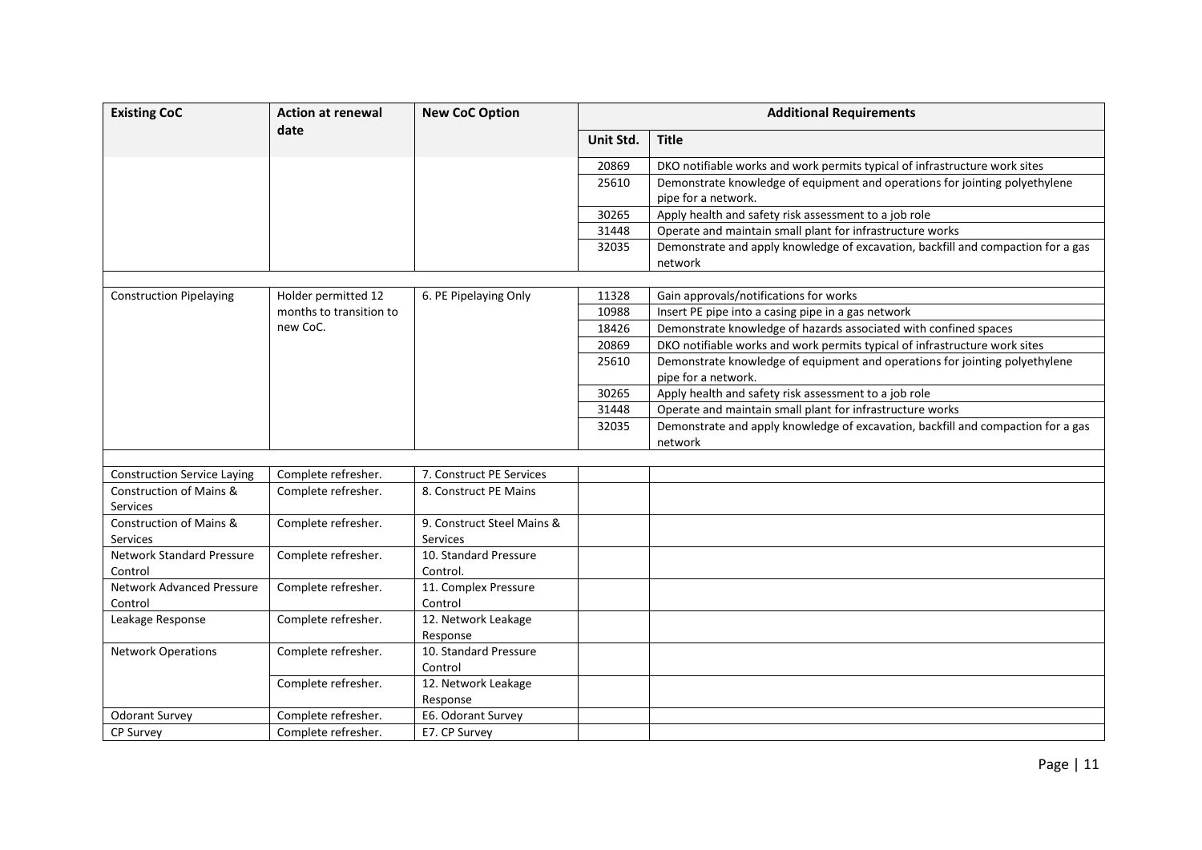| Existing CoC | Action at renewal date | New CoC Option | Additional Requirements | |
|---|---|---|---|---|
| | | | Unit Std. | Title |
| | | | 20869 | DKO notifiable works and work permits typical of infrastructure work sites |
| | | | 25610 | Demonstrate knowledge of equipment and operations for jointing polyethylene pipe for a network. |
| | | | 30265 | Apply health and safety risk assessment to a job role |
| | | | 31448 | Operate and maintain small plant for infrastructure works |
| | | | 32035 | Demonstrate and apply knowledge of excavation, backfill and compaction for a gas network |
| | | | | |
| Construction Pipelaying | Holder permitted 12 months to transition to new CoC. | 6. PE Pipelaying Only | 11328 | Gain approvals/notifications for works |
| | | | 10988 | Insert PE pipe into a casing pipe in a gas network |
| | | | 18426 | Demonstrate knowledge of hazards associated with confined spaces |
| | | | 20869 | DKO notifiable works and work permits typical of infrastructure work sites |
| | | | 25610 | Demonstrate knowledge of equipment and operations for jointing polyethylene pipe for a network. |
| | | | 30265 | Apply health and safety risk assessment to a job role |
| | | | 31448 | Operate and maintain small plant for infrastructure works |
| | | | 32035 | Demonstrate and apply knowledge of excavation, backfill and compaction for a gas network |
| | | | | |
| Construction Service Laying | Complete refresher. | 7. Construct PE Services | | |
| Construction of Mains & Services | Complete refresher. | 8. Construct PE Mains | | |
| Construction of Mains & Services | Complete refresher. | 9. Construct Steel Mains & Services | | |
| Network Standard Pressure Control | Complete refresher. | 10. Standard Pressure Control. | | |
| Network Advanced Pressure Control | Complete refresher. | 11. Complex Pressure Control | | |
| Leakage Response | Complete refresher. | 12. Network Leakage Response | | |
| Network Operations | Complete refresher. | 10. Standard Pressure Control | | |
| | Complete refresher. | 12. Network Leakage Response | | |
| Odorant Survey | Complete refresher. | E6. Odorant Survey | | |
| CP Survey | Complete refresher. | E7. CP Survey | | |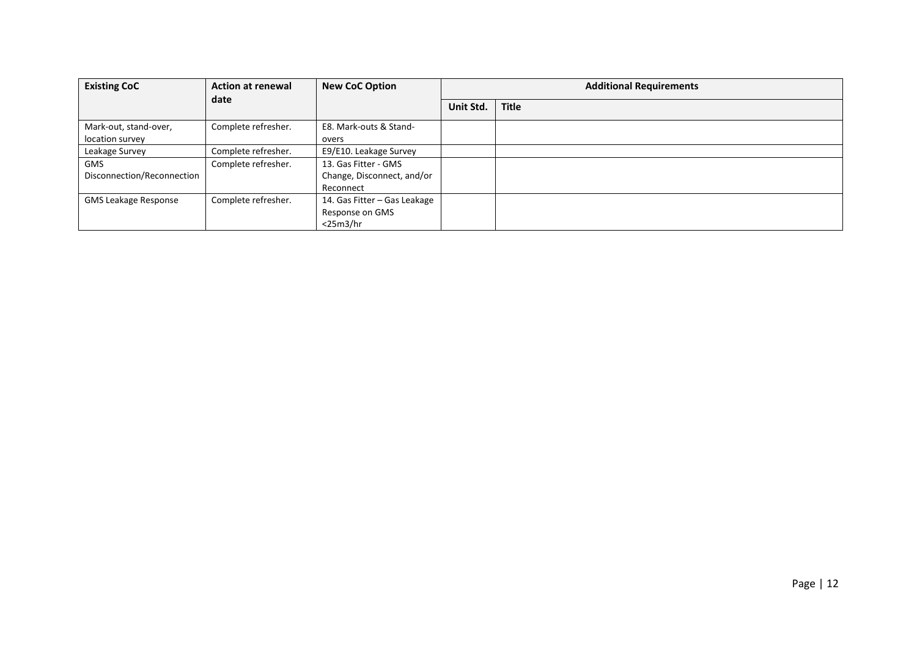| Existing CoC | Action at renewal date | New CoC Option | Additional Requirements | |
|---|---|---|---|---|
| | | | Unit Std. | Title |
| Mark-out, stand-over, location survey | Complete refresher. | E8. Mark-outs & Stand-overs | | |
| Leakage Survey | Complete refresher. | E9/E10. Leakage Survey | | |
| GMS Disconnection/Reconnection | Complete refresher. | 13. Gas Fitter - GMS Change, Disconnect, and/or Reconnect | | |
| GMS Leakage Response | Complete refresher. | 14. Gas Fitter – Gas Leakage Response on GMS <25m3/hr | | |